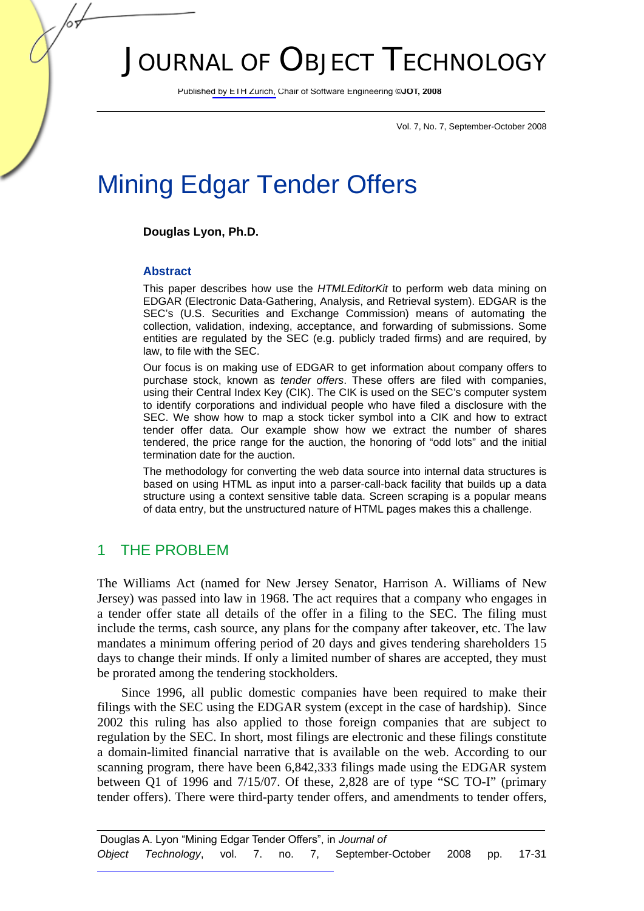# Mining Edgar Tender Offers

**Douglas Lyon, Ph.D.**

### Abstract

This paper describes how use the *HTMLEditorKit* to perform web data mining on EDGAR (Electronic Data-Gathering, Analysis, and Retrieval system). EDGAR is the SEC's (U.S. Securities and Exchange Commission) means of automating the collection, validation, indexing, acceptance, and forwarding of submissions. Some entities are regulated by the SEC (e.g. publicly traded firms) and are required, by law, to file with the SEC.

Our focus is on making use of EDGAR to get information about company offers to purchase stock, known as *tender offers*. These offers are filed with companies, using their Central Index Key (CIK). The CIK is used on the SEC's computer system to identify corporations and individual people who have filed a disclosure with the SEC. We show how to map a stock ticker symbol into a CIK and how to extract tender offer data. Our example show how we extract the number of shares tendered, the price range for the auction, the honoring of "odd lots" and the initial termination date for the auction.

The methodology for converting the web data source into internal data structures is based on using HTML as input into a parser-call-back facility that builds up a data structure using a context sensitive table data. Screen scraping is a popular means of data entry, but the unstructured nature of HTML pages makes this a challenge.

## 1 THE PROBLEM

The Williams Act (named for New Jersey Senator, Harrison A. Williams of New Jersey) was passed into law in 1968. The act requires that a company who engages in a tender offer state all details of the offer in a filing to the SEC. The filing must include the terms, cash source, any plans for the company after takeover, etc. The law mandates a minimum offering period of 20 days and gives tendering shareholders 15 days to change their minds. If only a limited number of shares are accepted, they must be prorated among the tendering stockholders.

Since 1996, all public domestic companies have been required to make their filings with the SEC using the EDGAR system (except in the case of hardship). Since 2002 this ruling has also applied to those foreign companies that are subject to regulation by the SEC. In short, most filings are electronic and these filings constitute a domain-limited financial narrative that is available on the web. According to our scanning program, there have been 6,842,333 filings made using the EDGAR system between Q1 of 1996 and 7/15/07. Of these, 2,828 are of type "SC TO-I" (primary tender offers). There were third-party tender offers, and amendments to tender offers,

Douglas A. Lyon "Mining Edgar Tender Offers", in *Journal of Object Technology*, vol. 7. no. 7, September-October 2008 pp. 17-31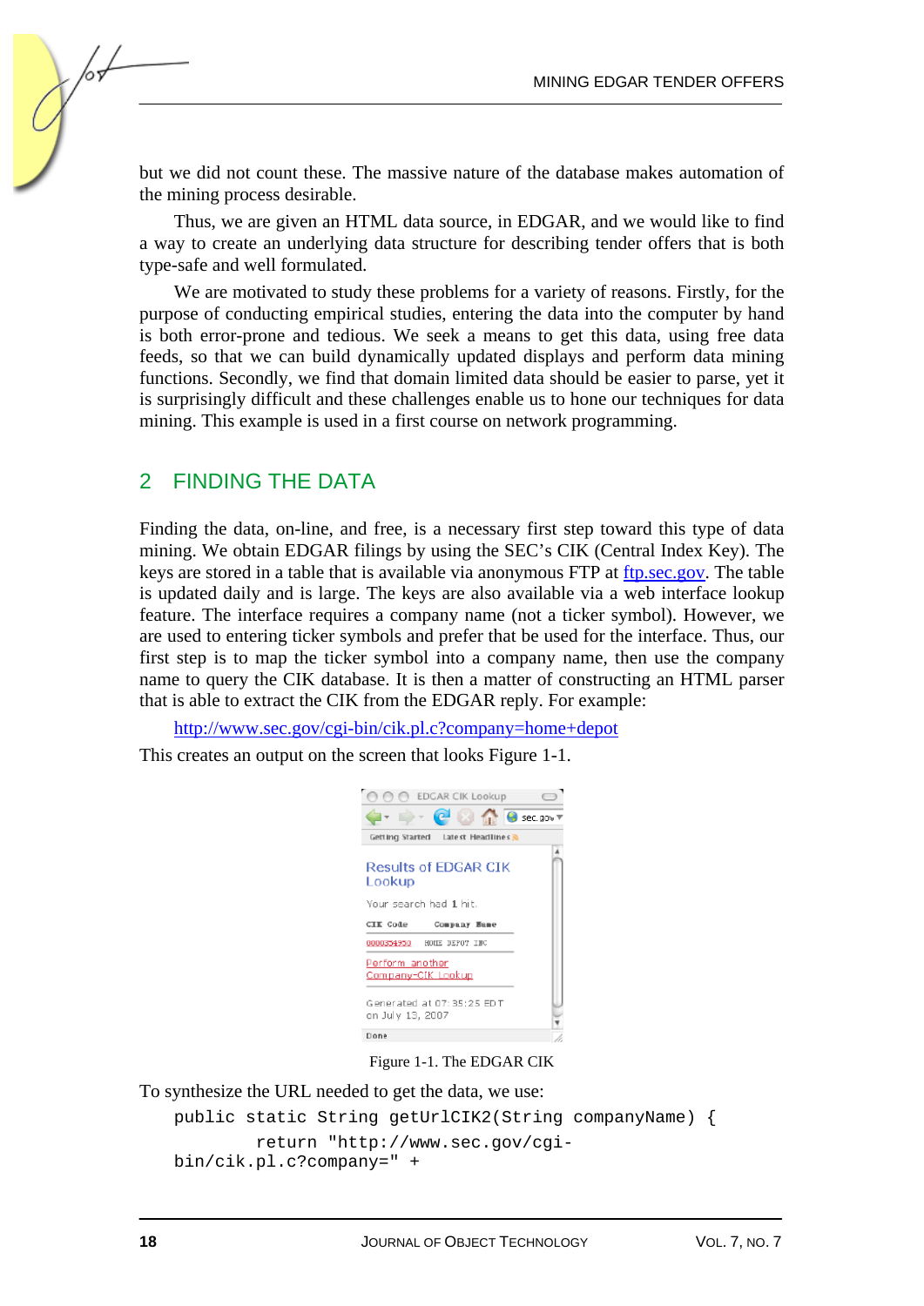but we did not count these. The massive nature of the database makes automation of the mining process desirable.

Thus, we are given an HTML data source, in EDGAR, and we would like to find a way to create an underlying data structure for describing tender offers that is both type-safe and well formulated.

We are motivated to study these problems for a variety of reasons. Firstly, for the purpose of conducting empirical studies, entering the data into the computer by hand is both error-prone and tedious. We seek a means to get this data, using free data feeds, so that we can build dynamically updated displays and perform data mining functions. Secondly, we find that domain limited data should be easier to parse, yet it is surprisingly difficult and these challenges enable us to hone our techniques for data mining. This example is used in a first course on network programming.

## 2 FINDING THE DATA

Finding the data, on-line, and free, is a necessary first step toward this type of data mining. We obtain EDGAR filings by using the SEC's CIK (Central Index Key). The keys are stored in a table that is available via anonymous FTP at [ftp.sec.gov](ftp.sec.gov). The table is updated daily and is large. The keys are also available via a web interface lookup feature. The interface requires a company name (not a ticker symbol). However, we are used to entering ticker symbols and prefer that be used for the interface. Thus, our first step is to map the ticker symbol into a company name, then use the company name to query the CIK database. It is then a matter of constructing an HTML parser that is able to extract the CIK from the EDGAR reply. For example:

[http://www.sec.gov/cgi-bin/cik.pl.c?company=home+depot](http://www.sec.gov/cgi-bin/cik.pl.c?company=home+depot)

This creates an output on the screen that looks Figure 1-1.

Figure 1-1. The EDGAR CIK

To synthesize the URL needed to get the data, we use:

```
public static String getUrlCIK2(String companyName) {
        return "http://www.sec.gov/cgi-
bin/cik.pl.c?company=" +
```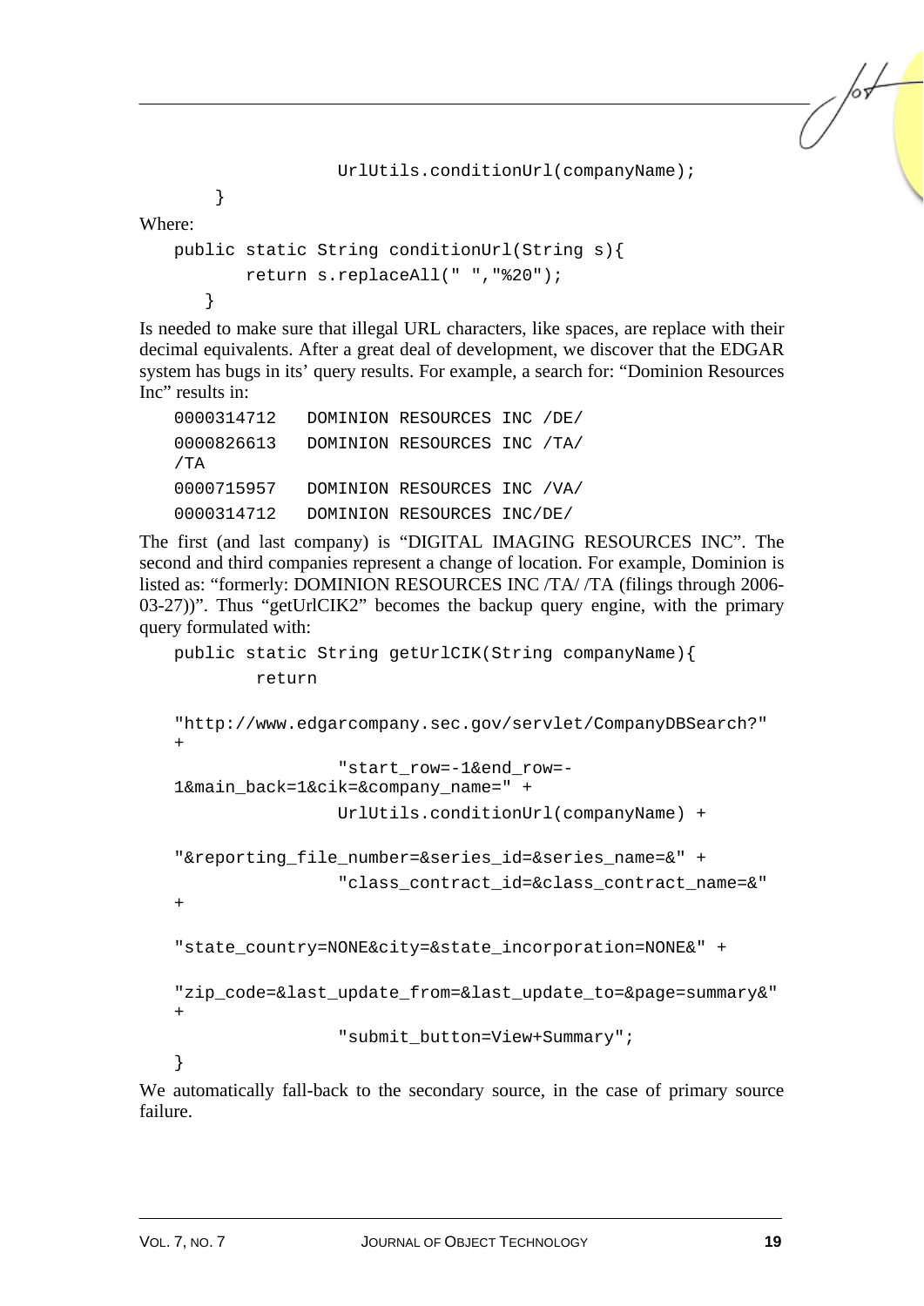```
                 UrlUtils.conditionUrl(companyName);
      }
```

Where:

```
public static String conditionUrl(String s){
      return s.replaceAll(" ","%20");
   }
```

Is needed to make sure that illegal URL characters, like spaces, are replace with their decimal equivalents. After a great deal of development, we discover that the EDGAR system has bugs in its' query results. For example, a search for: "Dominion Resources Inc" results in:

```
0000314712   DOMINION RESOURCES INC /DE/
0000826613   DOMINION RESOURCES INC /TA/
/TA
0000715957   DOMINION RESOURCES INC /VA/
0000314712   DOMINION RESOURCES INC/DE/
```

The first (and last company) is "DIGITAL IMAGING RESOURCES INC". The second and third companies represent a change of location. For example, Dominion is listed as: "formerly: DOMINION RESOURCES INC /TA/ /TA (filings through 2006-03-27))". Thus "getUrlCIK2" becomes the backup query engine, with the primary query formulated with:

```
public static String getUrlCIK(String companyName){
        return

"http://www.edgarcompany.sec.gov/servlet/CompanyDBSearch?"
+
                "start_row=-1&end_row=-
1&main_back=1&cik=&company_name=" +
                UrlUtils.conditionUrl(companyName) +

"&reporting_file_number=&series_id=&series_name=&" +
                "class_contract_id=&class_contract_name=&"
+

"state_country=NONE&city=&state_incorporation=NONE&" +

"zip_code=&last_update_from=&last_update_to=&page=summary&"
+
                "submit_button=View+Summary";
}
```

We automatically fall-back to the secondary source, in the case of primary source failure.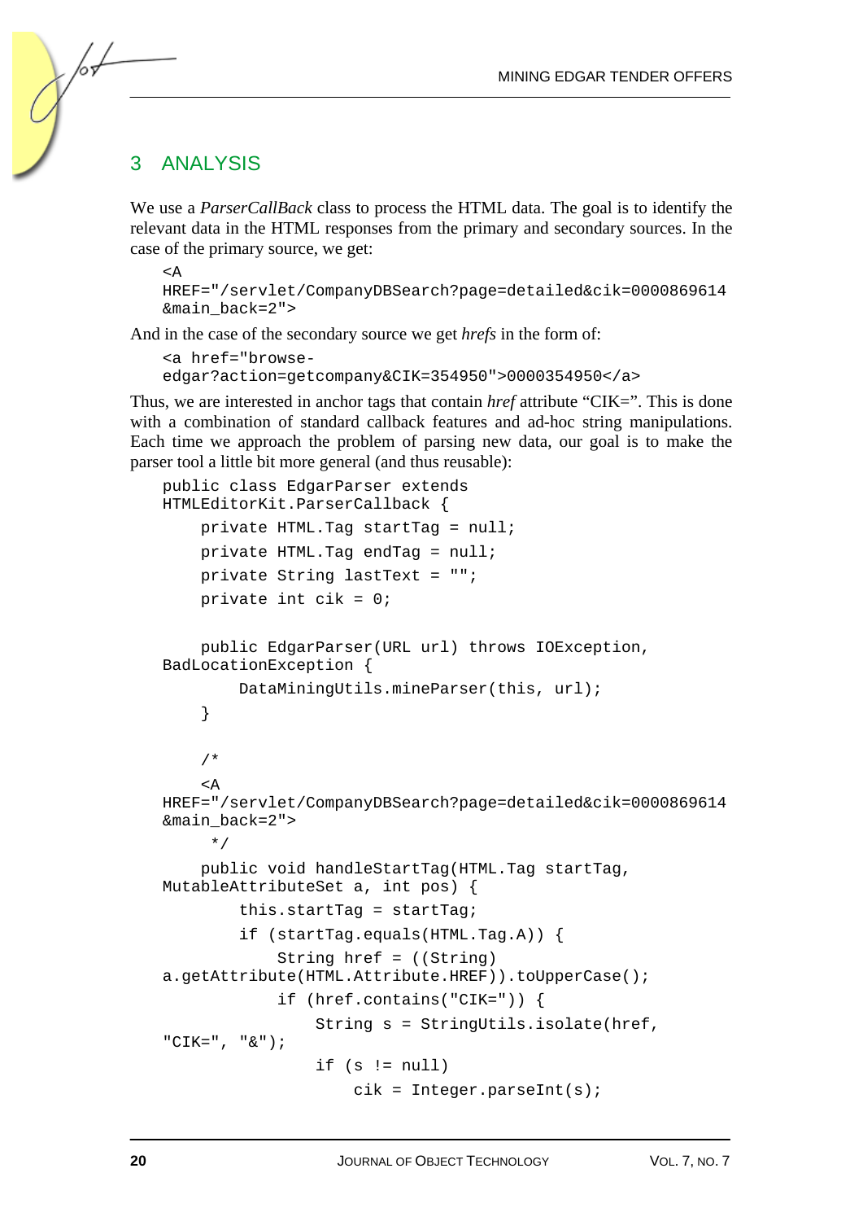## 3 ANALYSIS

We use a *ParserCallBack* class to process the HTML data. The goal is to identify the relevant data in the HTML responses from the primary and secondary sources. In the case of the primary source, we get:

```
<A
HREF="/servlet/CompanyDBSearch?page=detailed&cik=0000869614
&main_back=2">
```

And in the case of the secondary source we get *hrefs* in the form of:

```
<a href="browse-
edgar?action=getcompany&CIK=354950">0000354950</a>
```

Thus, we are interested in anchor tags that contain *href* attribute “CIK=”. This is done with a combination of standard callback features and ad-hoc string manipulations. Each time we approach the problem of parsing new data, our goal is to make the parser tool a little bit more general (and thus reusable):

```
public class EdgarParser extends
HTMLEditorKit.ParserCallback {
    private HTML.Tag startTag = null;
    private HTML.Tag endTag = null;
    private String lastText = "";
    private int cik = 0;

    public EdgarParser(URL url) throws IOException,
BadLocationException {
        DataMiningUtils.mineParser(this, url);
    }

    /*
    <A
HREF="/servlet/CompanyDBSearch?page=detailed&cik=0000869614
&main_back=2">
     */
    public void handleStartTag(HTML.Tag startTag,
MutableAttributeSet a, int pos) {
        this.startTag = startTag;
        if (startTag.equals(HTML.Tag.A)) {
            String href = ((String)
a.getAttribute(HTML.Attribute.HREF)).toUpperCase();
            if (href.contains("CIK=")) {
                String s = StringUtils.isolate(href,
"CIK=", "&");
                if (s != null)
                    cik = Integer.parseInt(s);
```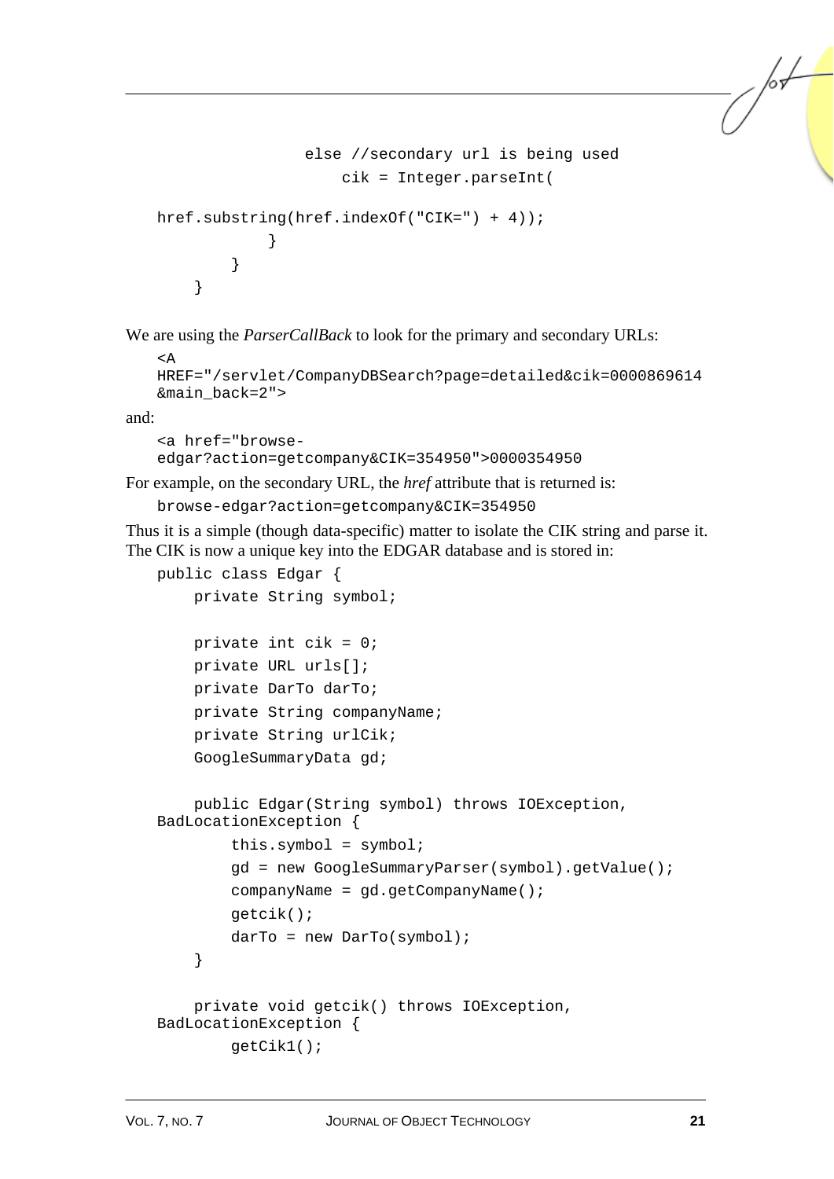```
                else //secondary url is being used
                    cik = Integer.parseInt(
href.substring(href.indexOf("CIK=") + 4));
            }
        }
    }
```

We are using the *ParserCallBack* to look for the primary and secondary URLs:

```
<A
HREF="/servlet/CompanyDBSearch?page=detailed&cik=0000869614
&main_back=2">
```

and:

```
<a href="browse-
edgar?action=getcompany&CIK=354950">0000354950
```

For example, on the secondary URL, the *href* attribute that is returned is:

```
browse-edgar?action=getcompany&CIK=354950
```

Thus it is a simple (though data-specific) matter to isolate the CIK string and parse it. The CIK is now a unique key into the EDGAR database and is stored in:

```
public class Edgar {
    private String symbol;

    private int cik = 0;
    private URL urls[];
    private DarTo darTo;
    private String companyName;
    private String urlCik;
    GoogleSummaryData gd;

    public Edgar(String symbol) throws IOException,
BadLocationException {
        this.symbol = symbol;
        gd = new GoogleSummaryParser(symbol).getValue();
        companyName = gd.getCompanyName();
        getcik();
        darTo = new DarTo(symbol);
    }

    private void getcik() throws IOException,
BadLocationException {
        getCik1();
```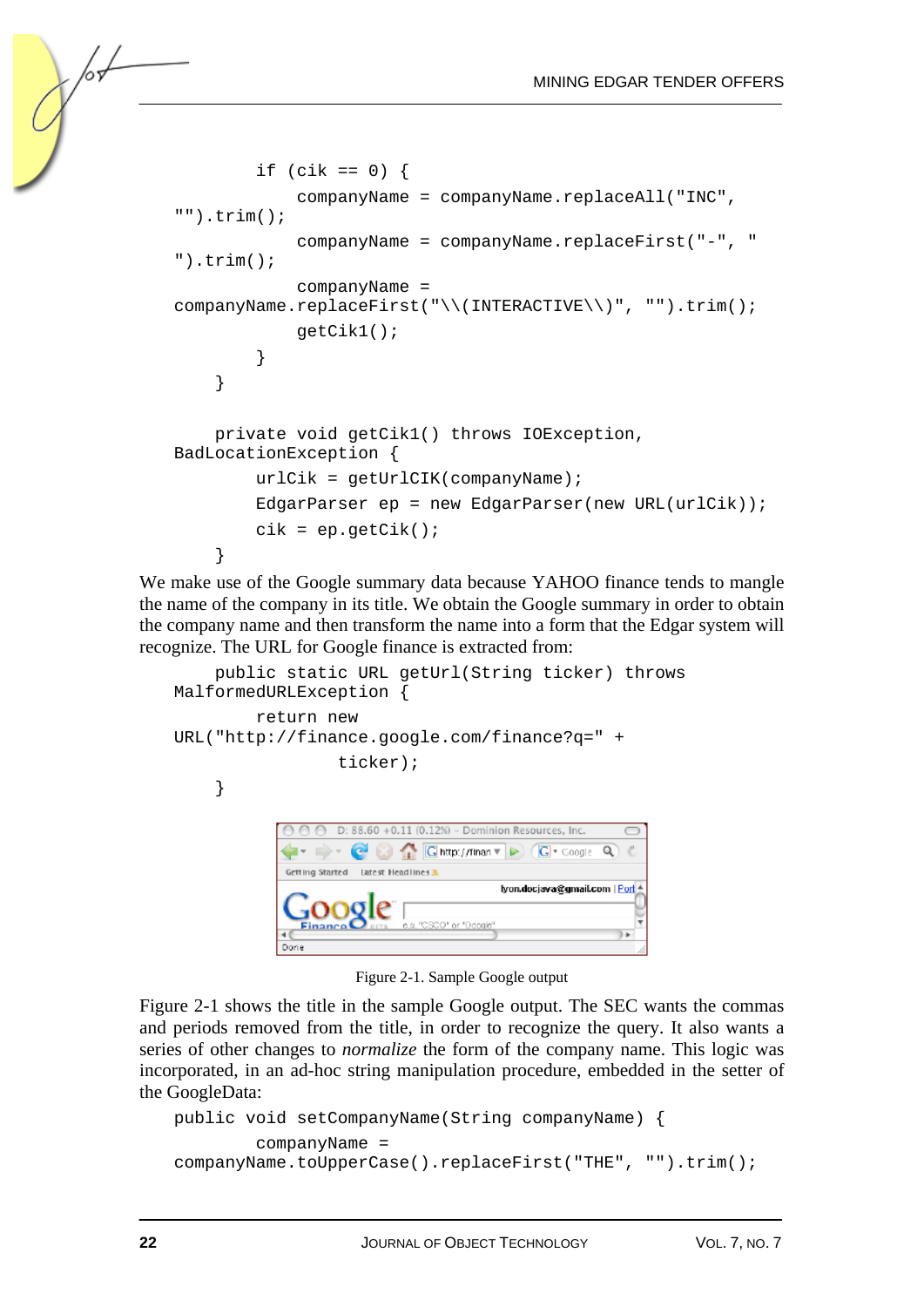```
        if (cik == 0) {
            companyName = companyName.replaceAll("INC",
"").trim();
            companyName = companyName.replaceFirst("-", "
").trim();
            companyName =
companyName.replaceFirst("\\(INTERACTIVE\\)", "").trim();
            getCik1();
        }
    }

    private void getCik1() throws IOException,
BadLocationException {
        urlCik = getUrlCIK(companyName);
        EdgarParser ep = new EdgarParser(new URL(urlCik));
        cik = ep.getCik();
    }
```

We make use of the Google summary data because YAHOO finance tends to mangle the name of the company in its title. We obtain the Google summary in order to obtain the company name and then transform the name into a form that the Edgar system will recognize. The URL for Google finance is extracted from:

```
    public static URL getUrl(String ticker) throws
MalformedURLException {
        return new
URL("http://finance.google.com/finance?q=" +
                ticker);
    }
```

Figure 2-1. Sample Google output

Figure 2-1 shows the title in the sample Google output. The SEC wants the commas and periods removed from the title, in order to recognize the query. It also wants a series of other changes to *normalize* the form of the company name. This logic was incorporated, in an ad-hoc string manipulation procedure, embedded in the setter of the GoogleData:

```
public void setCompanyName(String companyName) {
        companyName =
companyName.toUpperCase().replaceFirst("THE", "").trim();
```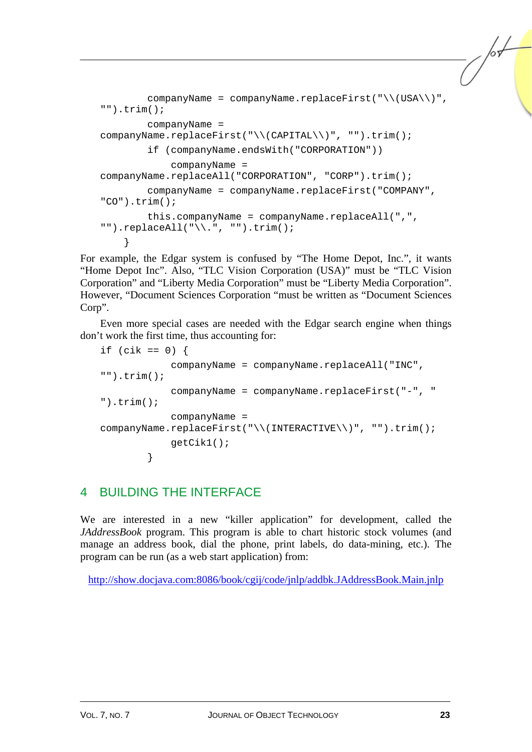```
        companyName = companyName.replaceFirst("\\(USA\\)",
"").trim();
        companyName =
companyName.replaceFirst("\\(CAPITAL\\)", "").trim();
        if (companyName.endsWith("CORPORATION"))
            companyName =
companyName.replaceAll("CORPORATION", "CORP").trim();
        companyName = companyName.replaceFirst("COMPANY",
"CO").trim();
        this.companyName = companyName.replaceAll(",",
"").replaceAll("\\.", "").trim();
    }
```

For example, the Edgar system is confused by "The Home Depot, Inc.", it wants "Home Depot Inc". Also, "TLC Vision Corporation (USA)" must be "TLC Vision Corporation" and "Liberty Media Corporation" must be "Liberty Media Corporation". However, "Document Sciences Corporation "must be written as "Document Sciences Corp".

Even more special cases are needed with the Edgar search engine when things don't work the first time, thus accounting for:

```
if (cik == 0) {
            companyName = companyName.replaceAll("INC",
"").trim();
            companyName = companyName.replaceFirst("-", "
").trim();
            companyName =
companyName.replaceFirst("\\(INTERACTIVE\\)", "").trim();
            getCik1();
        }
```

## 4 BUILDING THE INTERFACE

We are interested in a new "killer application" for development, called the *JAddressBook* program. This program is able to chart historic stock volumes (and manage an address book, dial the phone, print labels, do data-mining, etc.). The program can be run (as a web start application) from:

http://show.docjava.com:8086/book/cgij/code/jnlp/addbk.JAddressBook.Main.jnlp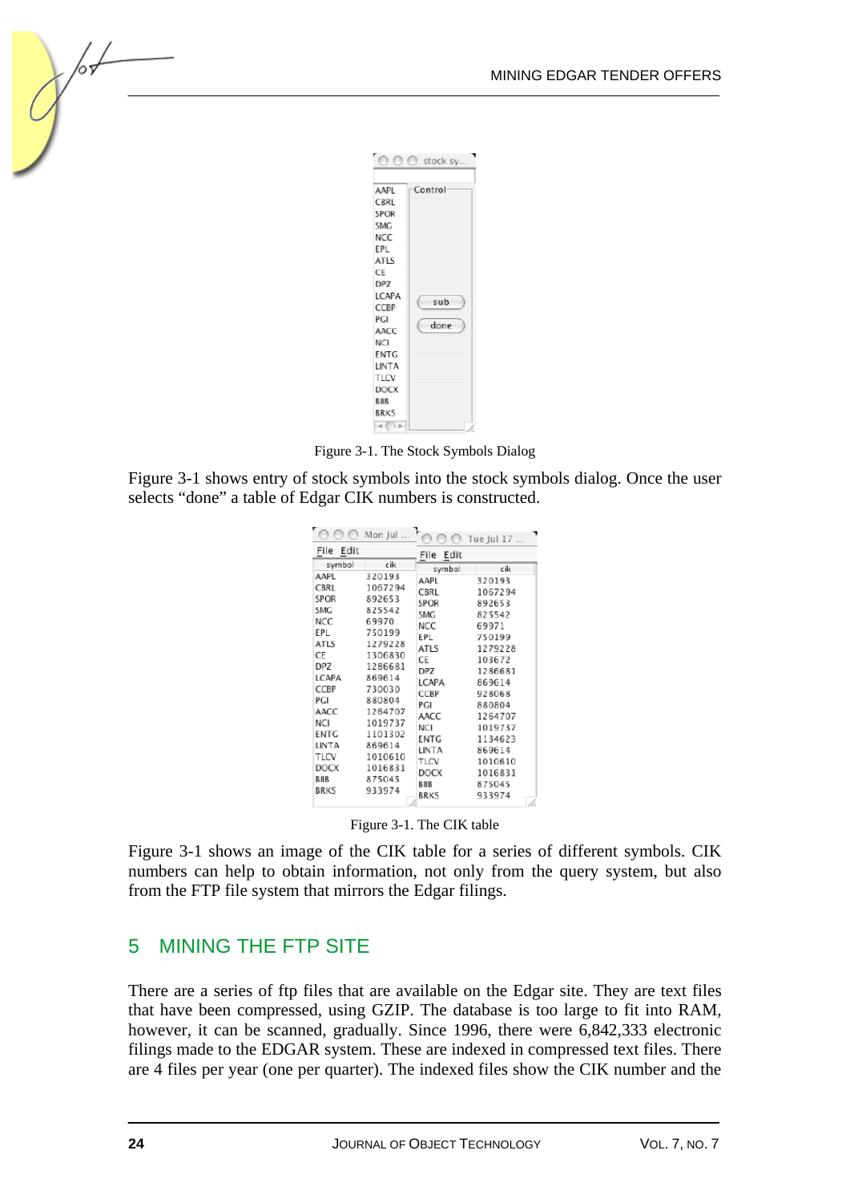Figure 3-1. The Stock Symbols Dialog

Figure 3-1 shows entry of stock symbols into the stock symbols dialog. Once the user selects "done" a table of Edgar CIK numbers is constructed.

Figure 3-1. The CIK table

Figure 3-1 shows an image of the CIK table for a series of different symbols. CIK numbers can help to obtain information, not only from the query system, but also from the FTP file system that mirrors the Edgar filings.

## 5 MINING THE FTP SITE

There are a series of ftp files that are available on the Edgar site. They are text files that have been compressed, using GZIP. The database is too large to fit into RAM, however, it can be scanned, gradually. Since 1996, there were 6,842,333 electronic filings made to the EDGAR system. These are indexed in compressed text files. There are 4 files per year (one per quarter). The indexed files show the CIK number and the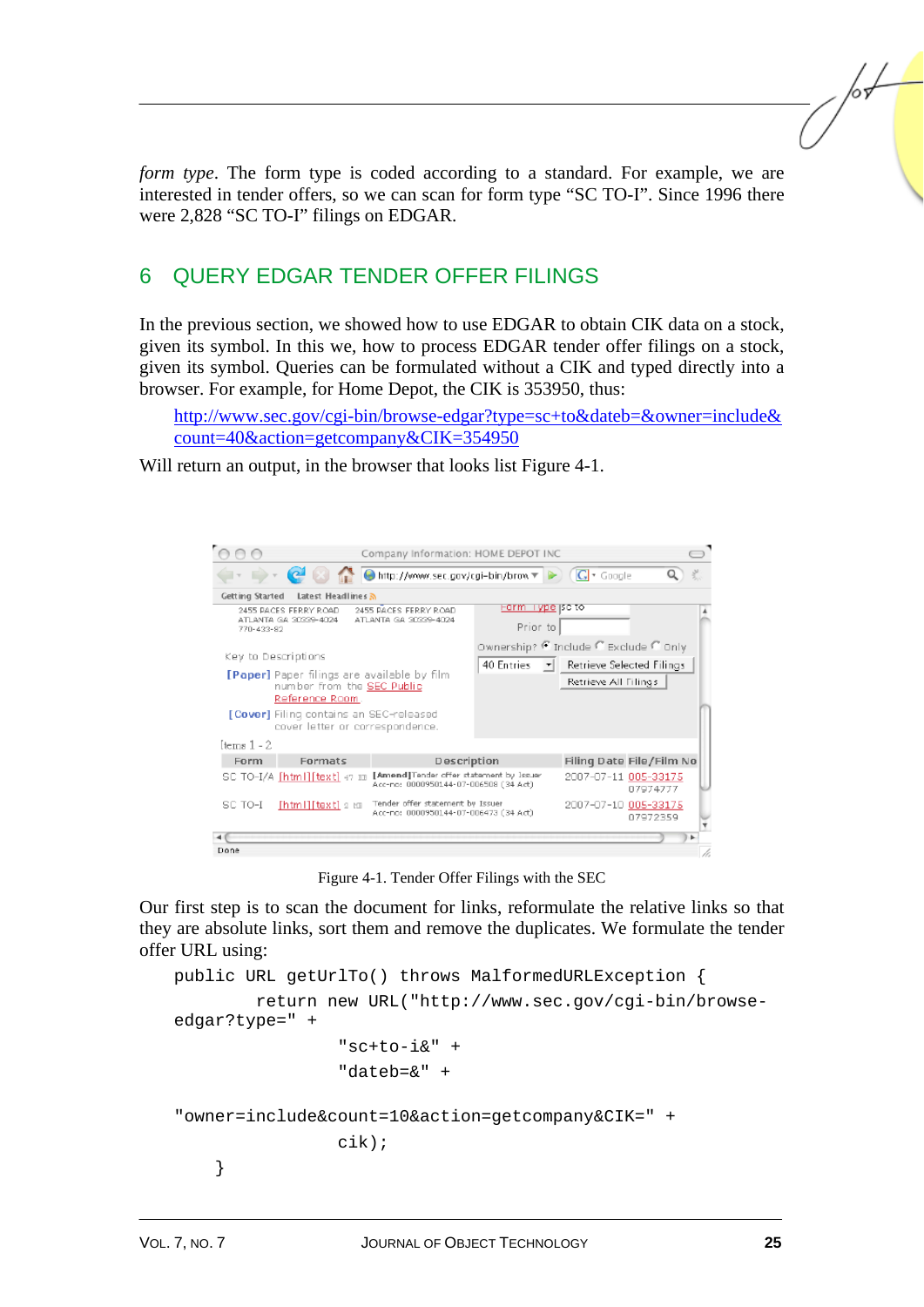*form type*. The form type is coded according to a standard. For example, we are interested in tender offers, so we can scan for form type "SC TO-I". Since 1996 there were 2,828 "SC TO-I" filings on EDGAR.

## 6 QUERY EDGAR TENDER OFFER FILINGS

In the previous section, we showed how to use EDGAR to obtain CIK data on a stock, given its symbol. In this we, how to process EDGAR tender offer filings on a stock, given its symbol. Queries can be formulated without a CIK and typed directly into a browser. For example, for Home Depot, the CIK is 353950, thus:

http://www.sec.gov/cgi-bin/browse-edgar?type=sc+to&dateb=&owner=include&count=40&action=getcompany&CIK=354950

Will return an output, in the browser that looks list Figure 4-1.

Figure 4-1. Tender Offer Filings with the SEC

Our first step is to scan the document for links, reformulate the relative links so that they are absolute links, sort them and remove the duplicates. We formulate the tender offer URL using:

```
public URL getUrlTo() throws MalformedURLException {
        return new URL("http://www.sec.gov/cgi-bin/browse-
edgar?type=" +
                "sc+to-i&" +
                "dateb=&" +

"owner=include&count=10&action=getcompany&CIK=" +
                cik);
    }
```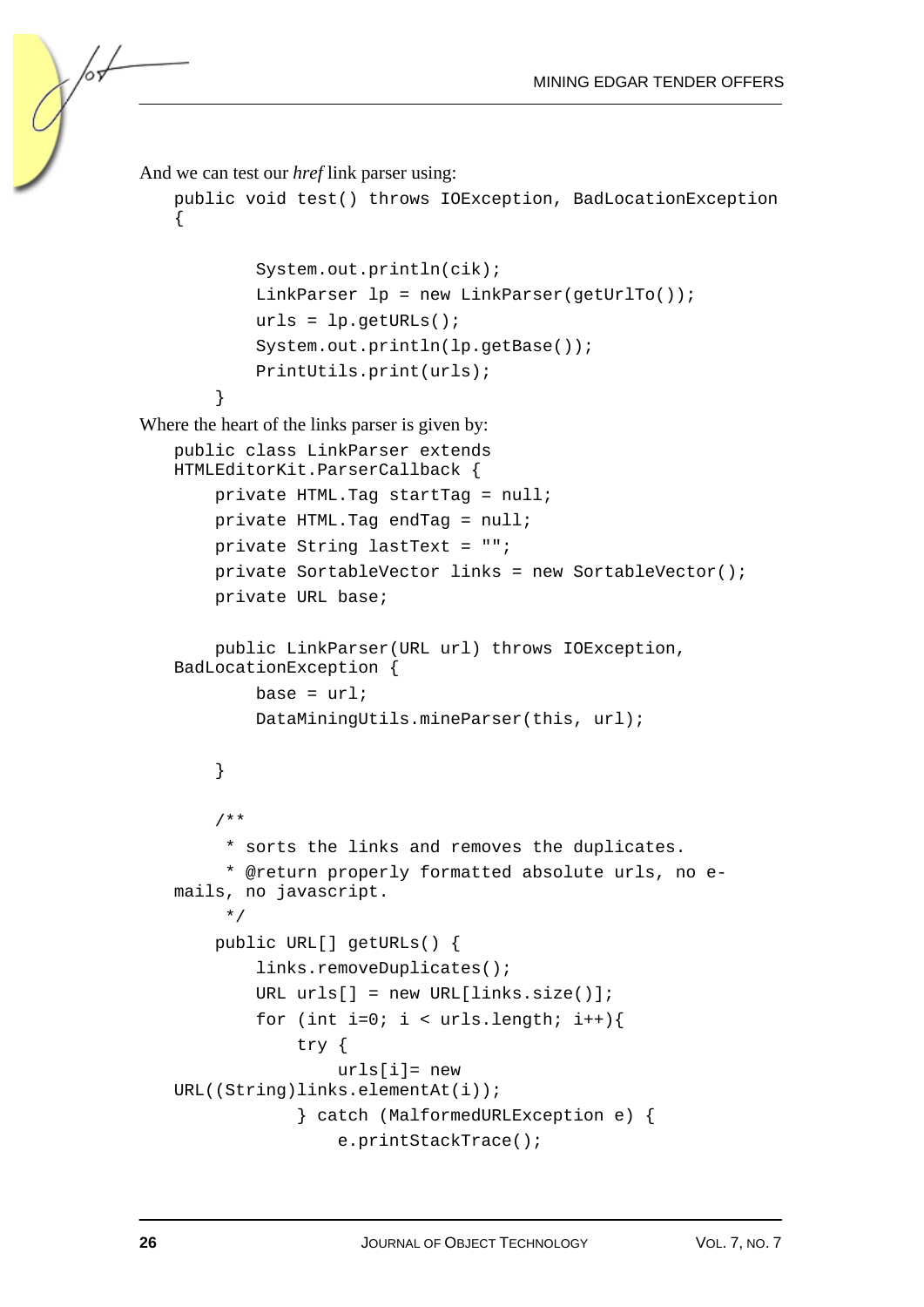And we can test our *href* link parser using:

```
public void test() throws IOException, BadLocationException
{

        System.out.println(cik);
        LinkParser lp = new LinkParser(getUrlTo());
        urls = lp.getURLs();
        System.out.println(lp.getBase());
        PrintUtils.print(urls);
    }
```

Where the heart of the links parser is given by:

```
public class LinkParser extends
HTMLEditorKit.ParserCallback {
    private HTML.Tag startTag = null;
    private HTML.Tag endTag = null;
    private String lastText = "";
    private SortableVector links = new SortableVector();
    private URL base;

    public LinkParser(URL url) throws IOException,
BadLocationException {
        base = url;
        DataMiningUtils.mineParser(this, url);

    }

    /**
     * sorts the links and removes the duplicates.
     * @return properly formatted absolute urls, no e-
mails, no javascript.
     */
    public URL[] getURLs() {
        links.removeDuplicates();
        URL urls[] = new URL[links.size()];
        for (int i=0; i < urls.length; i++){
            try {
                urls[i]= new
URL((String)links.elementAt(i));
            } catch (MalformedURLException e) {
                e.printStackTrace();
```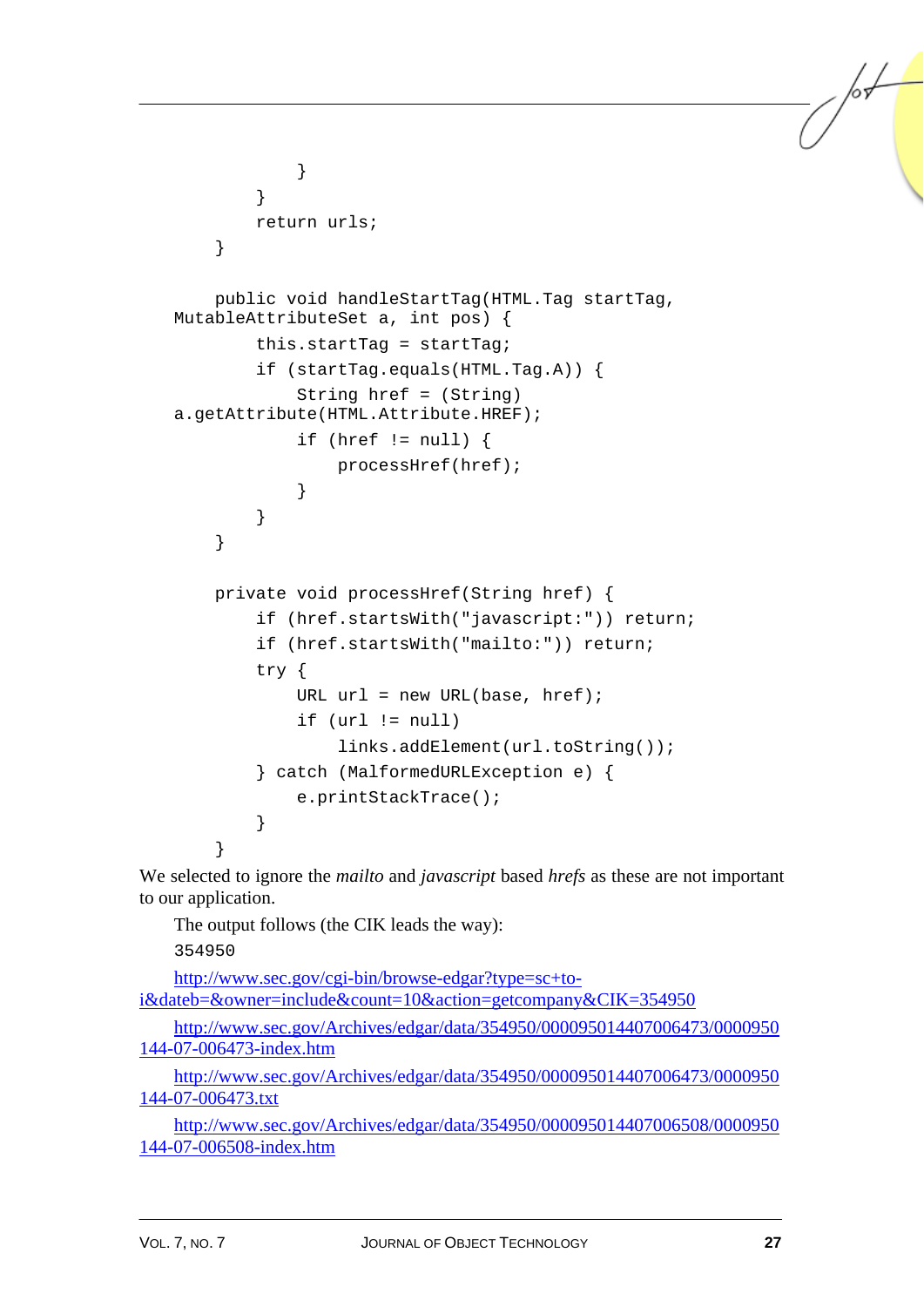```
            }
        }
        return urls;
    }

    public void handleStartTag(HTML.Tag startTag,
MutableAttributeSet a, int pos) {
        this.startTag = startTag;
        if (startTag.equals(HTML.Tag.A)) {
            String href = (String)
a.getAttribute(HTML.Attribute.HREF);
            if (href != null) {
                processHref(href);
            }
        }
    }

    private void processHref(String href) {
        if (href.startsWith("javascript:")) return;
        if (href.startsWith("mailto:")) return;
        try {
            URL url = new URL(base, href);
            if (url != null)
                links.addElement(url.toString());
        } catch (MalformedURLException e) {
            e.printStackTrace();
        }
    }
```

We selected to ignore the *mailto* and *javascript* based *hrefs* as these are not important to our application.

The output follows (the CIK leads the way):

```
354950
```

http://www.sec.gov/cgi-bin/browse-edgar?type=sc+to-i&dateb=&owner=include&count=10&action=getcompany&CIK=354950

http://www.sec.gov/Archives/edgar/data/354950/000095014407006473/0000950144-07-006473-index.htm

http://www.sec.gov/Archives/edgar/data/354950/000095014407006473/0000950144-07-006473.txt

http://www.sec.gov/Archives/edgar/data/354950/000095014407006508/0000950144-07-006508-index.htm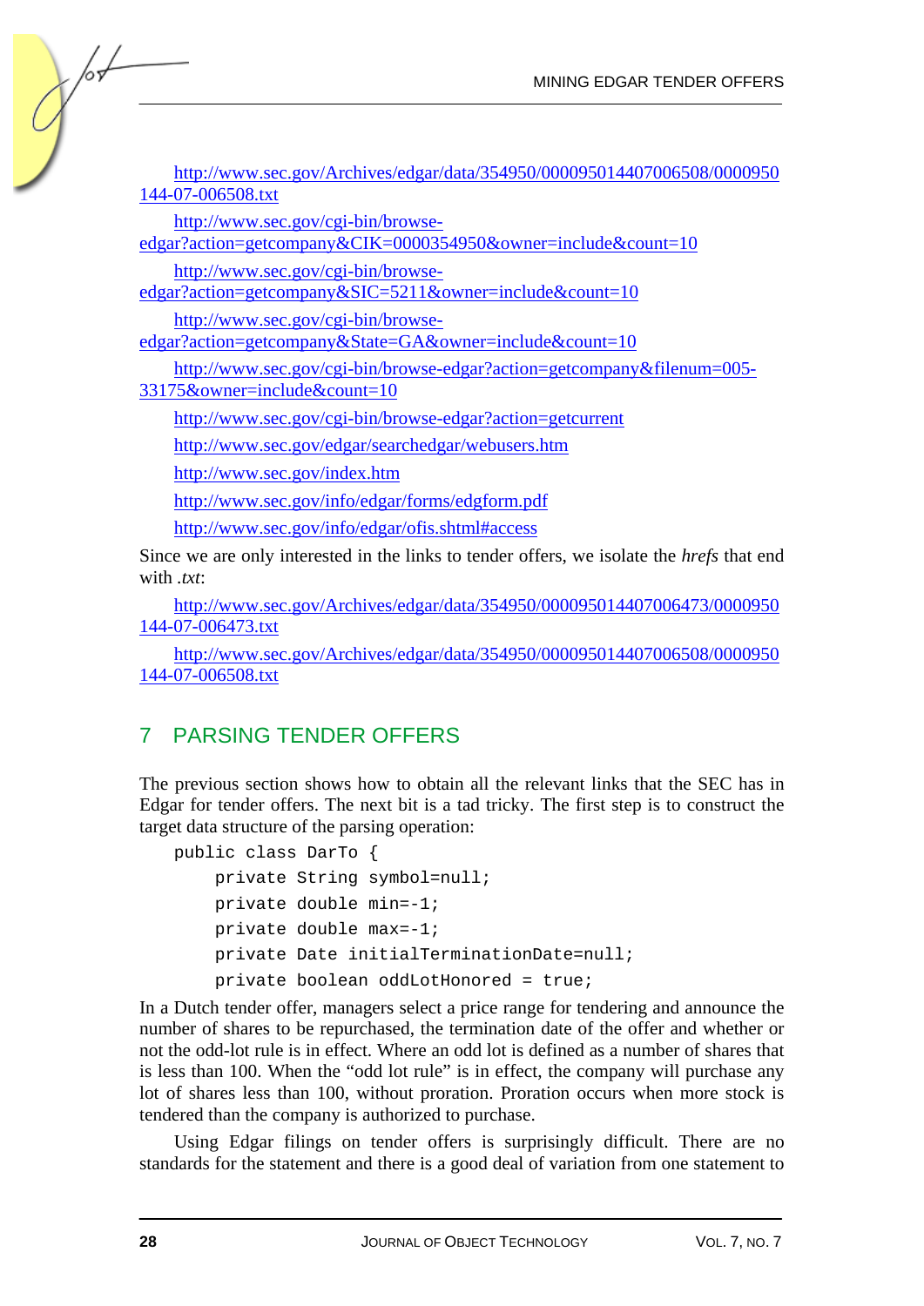http://www.sec.gov/Archives/edgar/data/354950/000095014407006508/0000950144-07-006508.txt

http://www.sec.gov/cgi-bin/browse-edgar?action=getcompany&CIK=0000354950&owner=include&count=10

http://www.sec.gov/cgi-bin/browse-edgar?action=getcompany&SIC=5211&owner=include&count=10

http://www.sec.gov/cgi-bin/browse-edgar?action=getcompany&State=GA&owner=include&count=10

http://www.sec.gov/cgi-bin/browse-edgar?action=getcompany&filenum=005-33175&owner=include&count=10

http://www.sec.gov/cgi-bin/browse-edgar?action=getcurrent

http://www.sec.gov/edgar/searchedgar/webusers.htm

http://www.sec.gov/index.htm

http://www.sec.gov/info/edgar/forms/edgform.pdf

http://www.sec.gov/info/edgar/ofis.shtml#access

Since we are only interested in the links to tender offers, we isolate the *hrefs* that end with *.txt*:

http://www.sec.gov/Archives/edgar/data/354950/000095014407006473/0000950144-07-006473.txt

http://www.sec.gov/Archives/edgar/data/354950/000095014407006508/0000950144-07-006508.txt

## 7 PARSING TENDER OFFERS

The previous section shows how to obtain all the relevant links that the SEC has in Edgar for tender offers. The next bit is a tad tricky. The first step is to construct the target data structure of the parsing operation:

```
public class DarTo {
    private String symbol=null;
    private double min=-1;
    private double max=-1;
    private Date initialTerminationDate=null;
    private boolean oddLotHonored = true;
```

In a Dutch tender offer, managers select a price range for tendering and announce the number of shares to be repurchased, the termination date of the offer and whether or not the odd-lot rule is in effect. Where an odd lot is defined as a number of shares that is less than 100. When the "odd lot rule" is in effect, the company will purchase any lot of shares less than 100, without proration. Proration occurs when more stock is tendered than the company is authorized to purchase.

Using Edgar filings on tender offers is surprisingly difficult. There are no standards for the statement and there is a good deal of variation from one statement to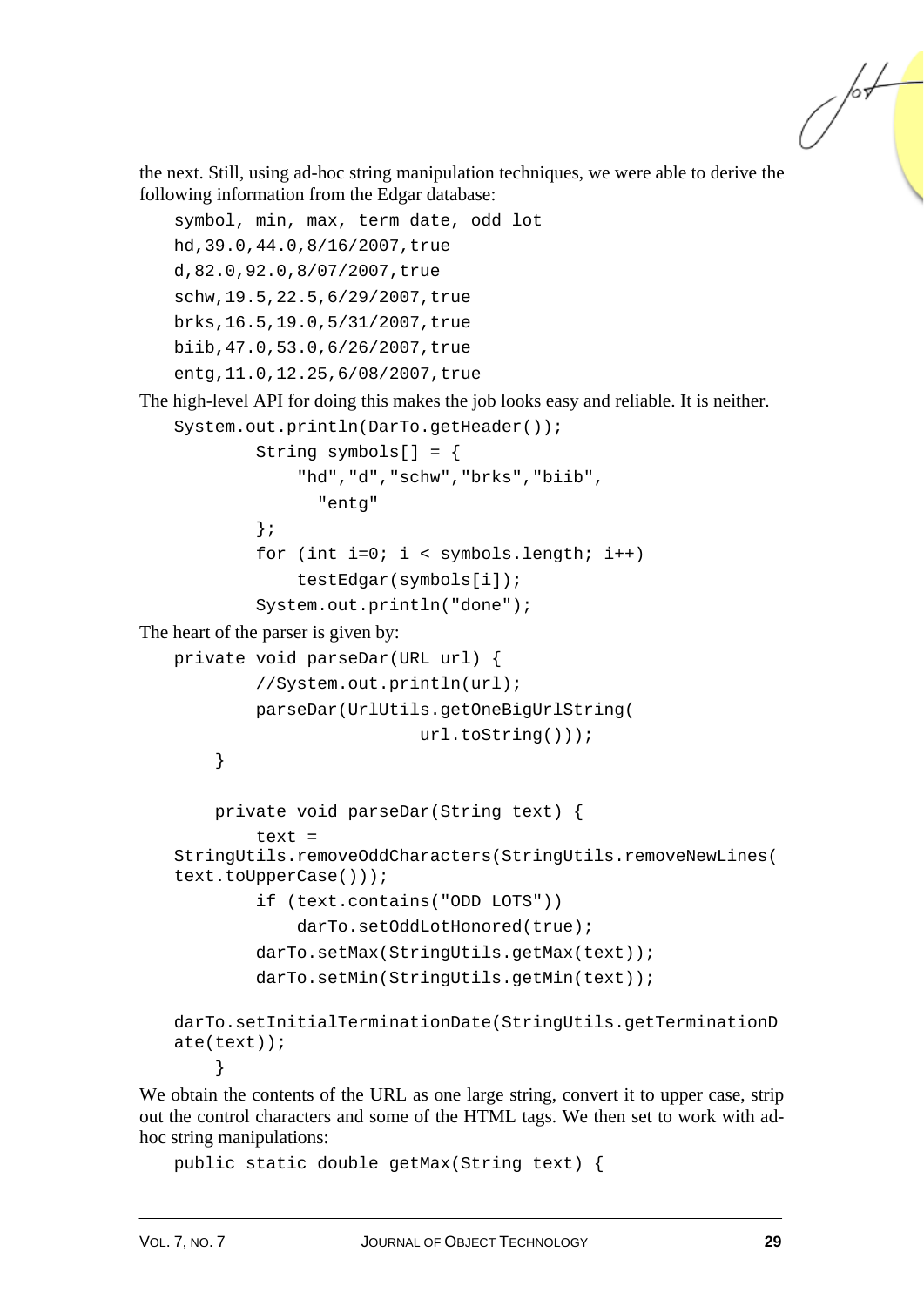the next. Still, using ad-hoc string manipulation techniques, we were able to derive the following information from the Edgar database:

```
symbol, min, max, term date, odd lot
hd,39.0,44.0,8/16/2007,true
d,82.0,92.0,8/07/2007,true
schw,19.5,22.5,6/29/2007,true
brks,16.5,19.0,5/31/2007,true
biib,47.0,53.0,6/26/2007,true
entg,11.0,12.25,6/08/2007,true
```

The high-level API for doing this makes the job looks easy and reliable. It is neither.

```
System.out.println(DarTo.getHeader());
        String symbols[] = {
            "hd","d","schw","brks","biib",
              "entg"
        };
        for (int i=0; i < symbols.length; i++)
            testEdgar(symbols[i]);
        System.out.println("done");
```

The heart of the parser is given by:

```
private void parseDar(URL url) {
        //System.out.println(url);
        parseDar(UrlUtils.getOneBigUrlString(
                        url.toString()));
    }

    private void parseDar(String text) {
        text =
StringUtils.removeOddCharacters(StringUtils.removeNewLines(
text.toUpperCase()));
        if (text.contains("ODD LOTS"))
            darTo.setOddLotHonored(true);
        darTo.setMax(StringUtils.getMax(text));
        darTo.setMin(StringUtils.getMin(text));

darTo.setInitialTerminationDate(StringUtils.getTerminationD
ate(text));
    }
```

We obtain the contents of the URL as one large string, convert it to upper case, strip out the control characters and some of the HTML tags. We then set to work with ad-hoc string manipulations:

```
public static double getMax(String text) {
```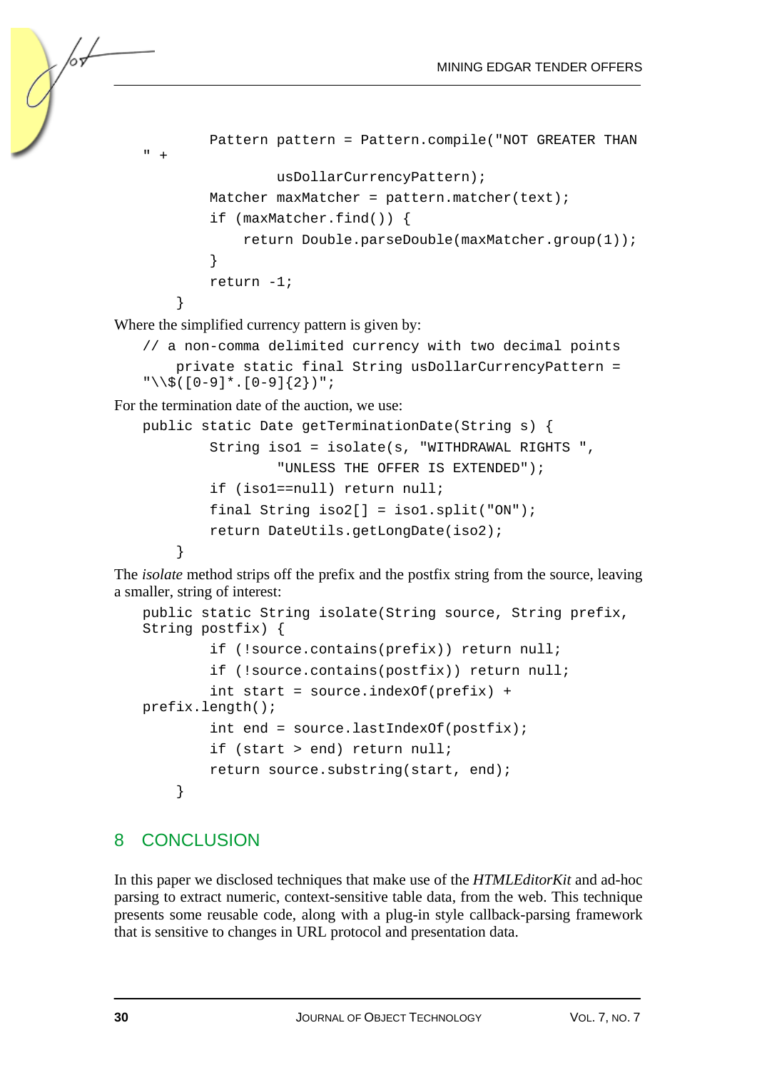```
        Pattern pattern = Pattern.compile("NOT GREATER THAN " +
                usDollarCurrencyPattern);
        Matcher maxMatcher = pattern.matcher(text);
        if (maxMatcher.find()) {
            return Double.parseDouble(maxMatcher.group(1));
        }
        return -1;
    }
```

Where the simplified currency pattern is given by:

```
// a non-comma delimited currency with two decimal points
    private static final String usDollarCurrencyPattern =
"\\$([0-9]*.[0-9]{2})";
```

For the termination date of the auction, we use:

```
public static Date getTerminationDate(String s) {
        String iso1 = isolate(s, "WITHDRAWAL RIGHTS ",
                "UNLESS THE OFFER IS EXTENDED");
        if (iso1==null) return null;
        final String iso2[] = iso1.split("ON");
        return DateUtils.getLongDate(iso2);
    }
```

The *isolate* method strips off the prefix and the postfix string from the source, leaving a smaller, string of interest:

```
public static String isolate(String source, String prefix,
String postfix) {
        if (!source.contains(prefix)) return null;
        if (!source.contains(postfix)) return null;
        int start = source.indexOf(prefix) +
prefix.length();
        int end = source.lastIndexOf(postfix);
        if (start > end) return null;
        return source.substring(start, end);
    }
```

## 8 CONCLUSION

In this paper we disclosed techniques that make use of the *HTMLEditorKit* and ad-hoc parsing to extract numeric, context-sensitive table data, from the web. This technique presents some reusable code, along with a plug-in style callback-parsing framework that is sensitive to changes in URL protocol and presentation data.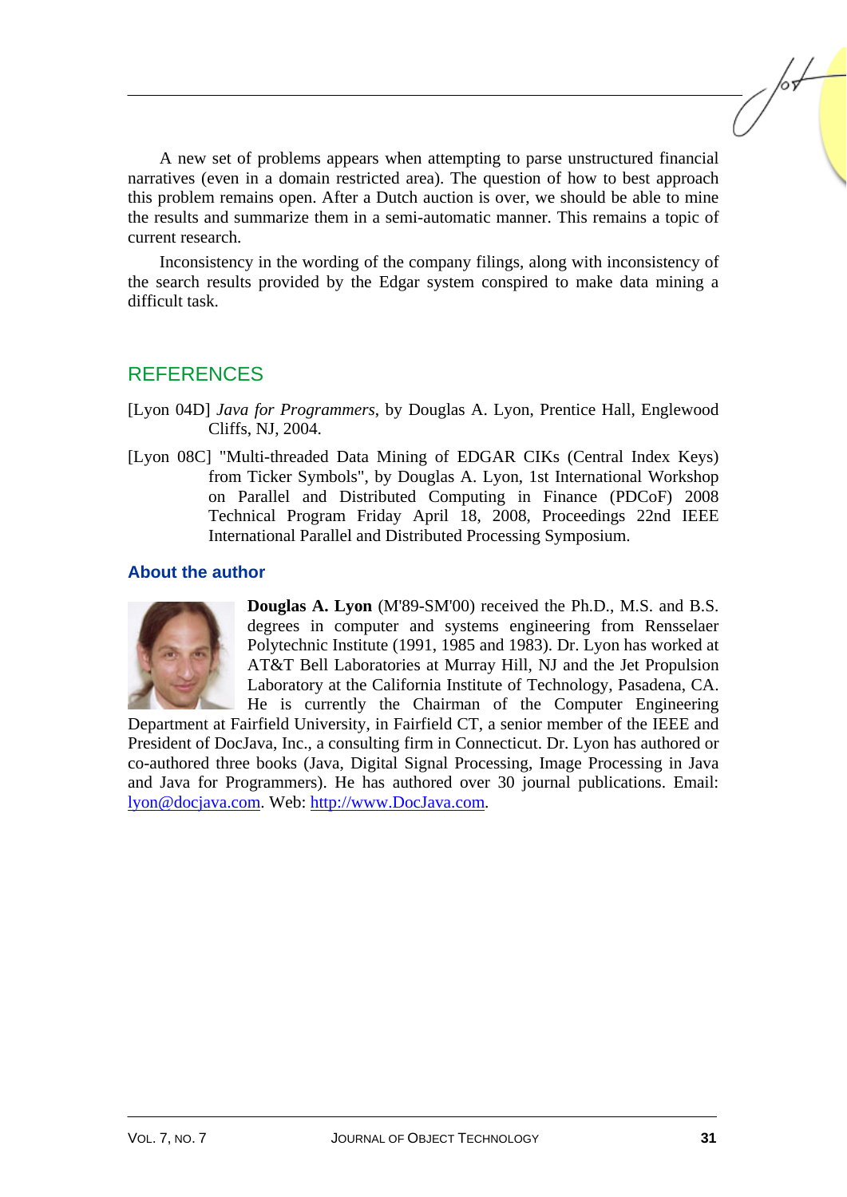A new set of problems appears when attempting to parse unstructured financial narratives (even in a domain restricted area). The question of how to best approach this problem remains open. After a Dutch auction is over, we should be able to mine the results and summarize them in a semi-automatic manner. This remains a topic of current research.

Inconsistency in the wording of the company filings, along with inconsistency of the search results provided by the Edgar system conspired to make data mining a difficult task.

## REFERENCES

[Lyon 04D] *Java for Programmers*, by Douglas A. Lyon, Prentice Hall, Englewood Cliffs, NJ, 2004.

[Lyon 08C] "Multi-threaded Data Mining of EDGAR CIKs (Central Index Keys) from Ticker Symbols", by Douglas A. Lyon, 1st International Workshop on Parallel and Distributed Computing in Finance (PDCoF) 2008 Technical Program Friday April 18, 2008, Proceedings 22nd IEEE International Parallel and Distributed Processing Symposium.

### About the author

**Douglas A. Lyon** (M'89-SM'00) received the Ph.D., M.S. and B.S. degrees in computer and systems engineering from Rensselaer Polytechnic Institute (1991, 1985 and 1983). Dr. Lyon has worked at AT&T Bell Laboratories at Murray Hill, NJ and the Jet Propulsion Laboratory at the California Institute of Technology, Pasadena, CA. He is currently the Chairman of the Computer Engineering Department at Fairfield University, in Fairfield CT, a senior member of the IEEE and President of DocJava, Inc., a consulting firm in Connecticut. Dr. Lyon has authored or co-authored three books (Java, Digital Signal Processing, Image Processing in Java and Java for Programmers). He has authored over 30 journal publications. Email: lyon@docjava.com. Web: http://www.DocJava.com.